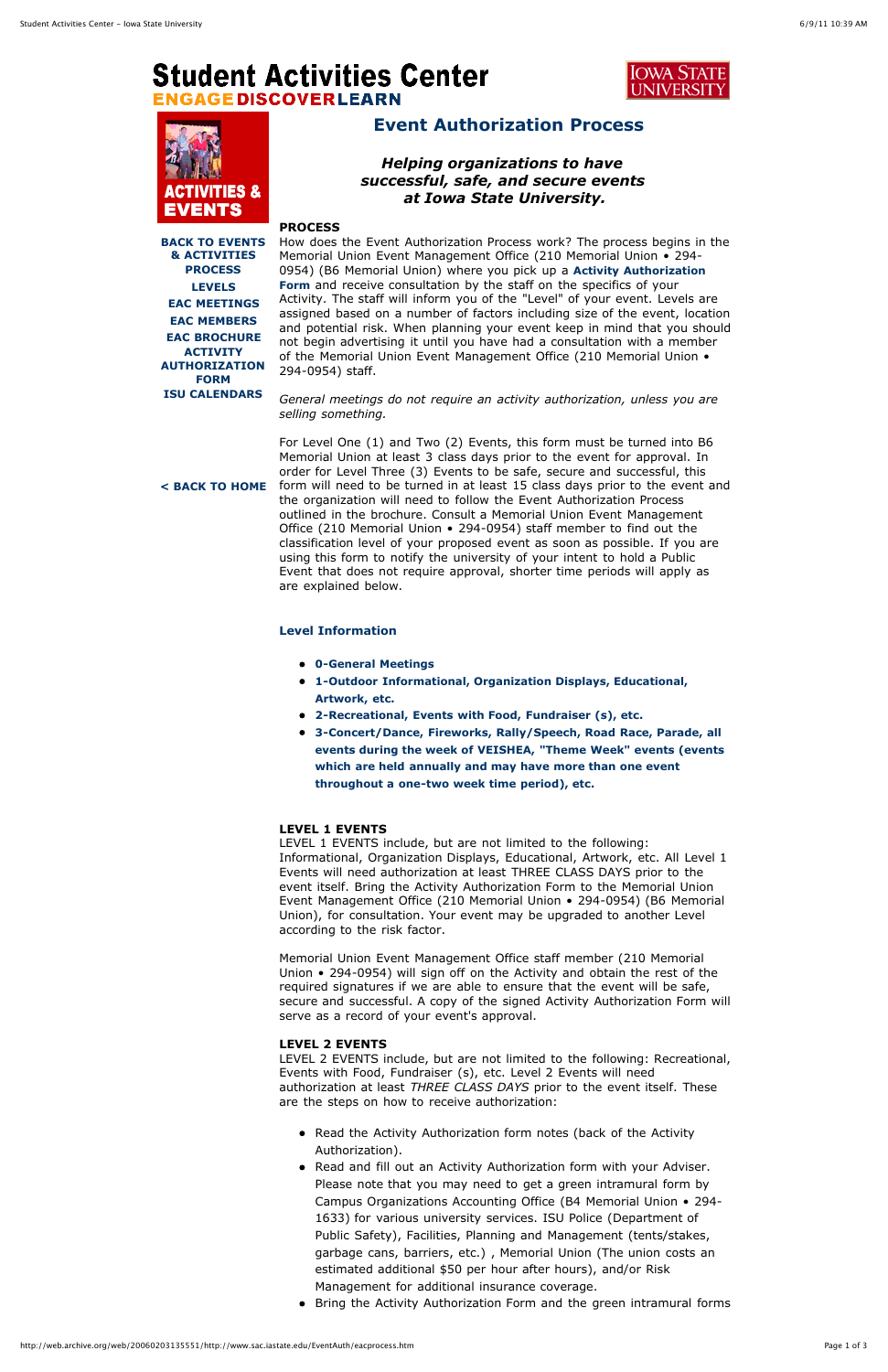# Student Activities Center

ENGAGE DISCOVER LEARN

IOWA STATE UNIVERSITY

ACTIVITIES & EVENTS

- BACK TO EVENTS & ACTIVITIES
- PROCESS
- LEVELS
- EAC MEETINGS
- EAC MEMBERS
- EAC BROCHURE
- ACTIVITY AUTHORIZATION FORM
- ISU CALENDARS

< BACK TO HOME

## Event Authorization Process

### *Helping organizations to have successful, safe, and secure events at Iowa State University.*

**PROCESS**

How does the Event Authorization Process work? The process begins in the Memorial Union Event Management Office (210 Memorial Union • 294-0954) (B6 Memorial Union) where you pick up a **Activity Authorization Form** and receive consultation by the staff on the specifics of your Activity. The staff will inform you of the "Level" of your event. Levels are assigned based on a number of factors including size of the event, location and potential risk. When planning your event keep in mind that you should not begin advertising it until you have had a consultation with a member of the Memorial Union Event Management Office (210 Memorial Union • 294-0954) staff.

*General meetings do not require an activity authorization, unless you are selling something.*

For Level One (1) and Two (2) Events, this form must be turned into B6 Memorial Union at least 3 class days prior to the event for approval. In order for Level Three (3) Events to be safe, secure and successful, this form will need to be turned in at least 15 class days prior to the event and the organization will need to follow the Event Authorization Process outlined in the brochure. Consult a Memorial Union Event Management Office (210 Memorial Union • 294-0954) staff member to find out the classification level of your proposed event as soon as possible. If you are using this form to notify the university of your intent to hold a Public Event that does not require approval, shorter time periods will apply as are explained below.

**Level Information**

- **0-General Meetings**
- **1-Outdoor Informational, Organization Displays, Educational, Artwork, etc.**
- **2-Recreational, Events with Food, Fundraiser (s), etc.**
- **3-Concert/Dance, Fireworks, Rally/Speech, Road Race, Parade, all events during the week of VEISHEA, "Theme Week" events (events which are held annually and may have more than one event throughout a one-two week time period), etc.**

**LEVEL 1 EVENTS**

LEVEL 1 EVENTS include, but are not limited to the following: Informational, Organization Displays, Educational, Artwork, etc. All Level 1 Events will need authorization at least THREE CLASS DAYS prior to the event itself. Bring the Activity Authorization Form to the Memorial Union Event Management Office (210 Memorial Union • 294-0954) (B6 Memorial Union), for consultation. Your event may be upgraded to another Level according to the risk factor.

Memorial Union Event Management Office staff member (210 Memorial Union • 294-0954) will sign off on the Activity and obtain the rest of the required signatures if we are able to ensure that the event will be safe, secure and successful. A copy of the signed Activity Authorization Form will serve as a record of your event's approval.

**LEVEL 2 EVENTS**

LEVEL 2 EVENTS include, but are not limited to the following: Recreational, Events with Food, Fundraiser (s), etc. Level 2 Events will need authorization at least *THREE CLASS DAYS* prior to the event itself. These are the steps on how to receive authorization:

- Read the Activity Authorization form notes (back of the Activity Authorization).
- Read and fill out an Activity Authorization form with your Adviser. Please note that you may need to get a green intramural form by Campus Organizations Accounting Office (B4 Memorial Union • 294-1633) for various university services. ISU Police (Department of Public Safety), Facilities, Planning and Management (tents/stakes, garbage cans, barriers, etc.) , Memorial Union (The union costs an estimated additional $50 per hour after hours), and/or Risk Management for additional insurance coverage.
- Bring the Activity Authorization Form and the green intramural forms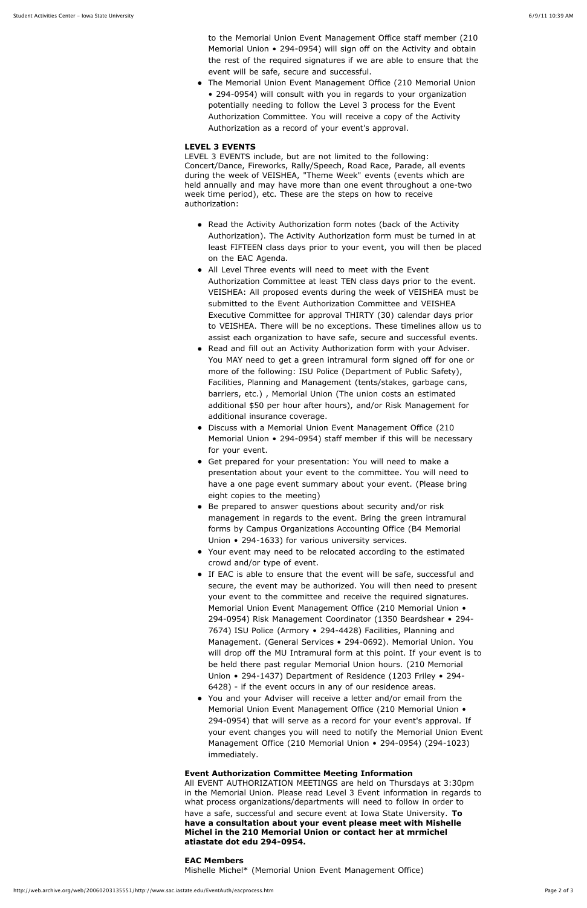to the Memorial Union Event Management Office staff member (210 Memorial Union • 294-0954) will sign off on the Activity and obtain the rest of the required signatures if we are able to ensure that the event will be safe, secure and successful.

- The Memorial Union Event Management Office (210 Memorial Union • 294-0954) will consult with you in regards to your organization potentially needing to follow the Level 3 process for the Event Authorization Committee. You will receive a copy of the Activity Authorization as a record of your event's approval.

**LEVEL 3 EVENTS**

LEVEL 3 EVENTS include, but are not limited to the following: Concert/Dance, Fireworks, Rally/Speech, Road Race, Parade, all events during the week of VEISHEA, "Theme Week" events (events which are held annually and may have more than one event throughout a one-two week time period), etc. These are the steps on how to receive authorization:

- Read the Activity Authorization form notes (back of the Activity Authorization). The Activity Authorization form must be turned in at least FIFTEEN class days prior to your event, you will then be placed on the EAC Agenda.
- All Level Three events will need to meet with the Event Authorization Committee at least TEN class days prior to the event. VEISHEA: All proposed events during the week of VEISHEA must be submitted to the Event Authorization Committee and VEISHEA Executive Committee for approval THIRTY (30) calendar days prior to VEISHEA. There will be no exceptions. These timelines allow us to assist each organization to have safe, secure and successful events.
- Read and fill out an Activity Authorization form with your Adviser. You MAY need to get a green intramural form signed off for one or more of the following: ISU Police (Department of Public Safety), Facilities, Planning and Management (tents/stakes, garbage cans, barriers, etc.) , Memorial Union (The union costs an estimated additional $50 per hour after hours), and/or Risk Management for additional insurance coverage.
- Discuss with a Memorial Union Event Management Office (210 Memorial Union • 294-0954) staff member if this will be necessary for your event.
- Get prepared for your presentation: You will need to make a presentation about your event to the committee. You will need to have a one page event summary about your event. (Please bring eight copies to the meeting)
- Be prepared to answer questions about security and/or risk management in regards to the event. Bring the green intramural forms by Campus Organizations Accounting Office (B4 Memorial Union • 294-1633) for various university services.
- Your event may need to be relocated according to the estimated crowd and/or type of event.
- If EAC is able to ensure that the event will be safe, successful and secure, the event may be authorized. You will then need to present your event to the committee and receive the required signatures. Memorial Union Event Management Office (210 Memorial Union • 294-0954) Risk Management Coordinator (1350 Beardshear • 294-7674) ISU Police (Armory • 294-4428) Facilities, Planning and Management. (General Services • 294-0692). Memorial Union. You will drop off the MU Intramural form at this point. If your event is to be held there past regular Memorial Union hours. (210 Memorial Union • 294-1437) Department of Residence (1203 Friley • 294-6428) - if the event occurs in any of our residence areas.
- You and your Adviser will receive a letter and/or email from the Memorial Union Event Management Office (210 Memorial Union • 294-0954) that will serve as a record for your event's approval. If your event changes you will need to notify the Memorial Union Event Management Office (210 Memorial Union • 294-0954) (294-1023) immediately.

**Event Authorization Committee Meeting Information**

All EVENT AUTHORIZATION MEETINGS are held on Thursdays at 3:30pm in the Memorial Union. Please read Level 3 Event information in regards to what process organizations/departments will need to follow in order to have a safe, successful and secure event at Iowa State University. **To have a consultation about your event please meet with Mishelle Michel in the 210 Memorial Union or contact her at mrmichel atiastate dot edu 294-0954.**

**EAC Members**

Mishelle Michel* (Memorial Union Event Management Office)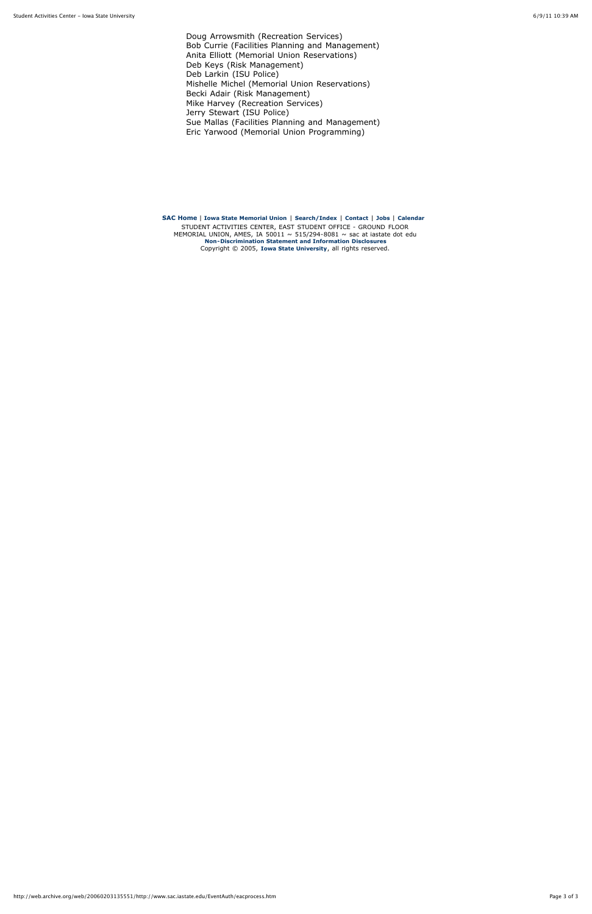Doug Arrowsmith (Recreation Services)
Bob Currie (Facilities Planning and Management)
Anita Elliott (Memorial Union Reservations)
Deb Keys (Risk Management)
Deb Larkin (ISU Police)
Mishelle Michel (Memorial Union Reservations)
Becki Adair (Risk Management)
Mike Harvey (Recreation Services)
Jerry Stewart (ISU Police)
Sue Mallas (Facilities Planning and Management)
Eric Yarwood (Memorial Union Programming)

**SAC Home** | **Iowa State Memorial Union** | **Search/Index** | **Contact** | **Jobs** | **Calendar**
STUDENT ACTIVITIES CENTER, EAST STUDENT OFFICE - GROUND FLOOR
MEMORIAL UNION, AMES, IA 50011 ~ 515/294-8081 ~ sac at iastate dot edu
**Non-Discrimination Statement and Information Disclosures**
Copyright © 2005, **Iowa State University**, all rights reserved.